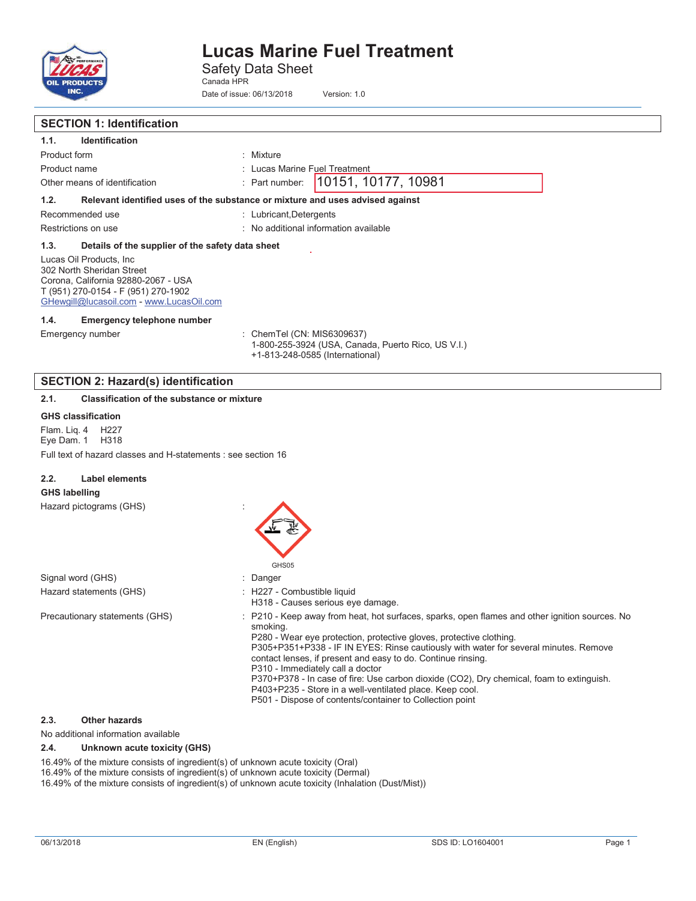# Lucas Marine Fuel Treatment

Safety Data Sheet

Canada HPR

Date of issue: 06/13/2018 Version: 1.0

## SECTION 1: Identification

### 1.1. Identification

Product form : Mixture

Product name : Lucas Marine Fuel Treatment

Other means of identification : Part number: 10151, 10177, 10981

### 1.2. Relevant identified uses of the substance or mixture and uses advised against

Recommended use : Lubricant,Detergents

Restrictions on use : No additional information available

### 1.3. Details of the supplier of the safety data sheet

Lucas Oil Products, Inc
302 North Sheridan Street
Corona, California 92880-2067 - USA
T (951) 270-0154 - F (951) 270-1902
GHewgill@lucasoil.com - www.LucasOil.com

### 1.4. Emergency telephone number

Emergency number : ChemTel (CN: MIS6309637)
1-800-255-3924 (USA, Canada, Puerto Rico, US V.I.)
+1-813-248-0585 (International)

## SECTION 2: Hazard(s) identification

### 2.1. Classification of the substance or mixture

**GHS classification**

Flam. Liq. 4 H227
Eye Dam. 1 H318

Full text of hazard classes and H-statements : see section 16

### 2.2. Label elements

**GHS labelling**

Hazard pictograms (GHS) :

GHS05

Signal word (GHS) : Danger

Hazard statements (GHS) : H227 - Combustible liquid
H318 - Causes serious eye damage.

Precautionary statements (GHS) : P210 - Keep away from heat, hot surfaces, sparks, open flames and other ignition sources. No smoking.
P280 - Wear eye protection, protective gloves, protective clothing.
P305+P351+P338 - IF IN EYES: Rinse cautiously with water for several minutes. Remove contact lenses, if present and easy to do. Continue rinsing.
P310 - Immediately call a doctor
P370+P378 - In case of fire: Use carbon dioxide ($CO_2$), Dry chemical, foam to extinguish.
P403+P235 - Store in a well-ventilated place. Keep cool.
P501 - Dispose of contents/container to Collection point

### 2.3. Other hazards

No additional information available

### 2.4. Unknown acute toxicity (GHS)

16.49% of the mixture consists of ingredient(s) of unknown acute toxicity (Oral)
16.49% of the mixture consists of ingredient(s) of unknown acute toxicity (Dermal)
16.49% of the mixture consists of ingredient(s) of unknown acute toxicity (Inhalation (Dust/Mist))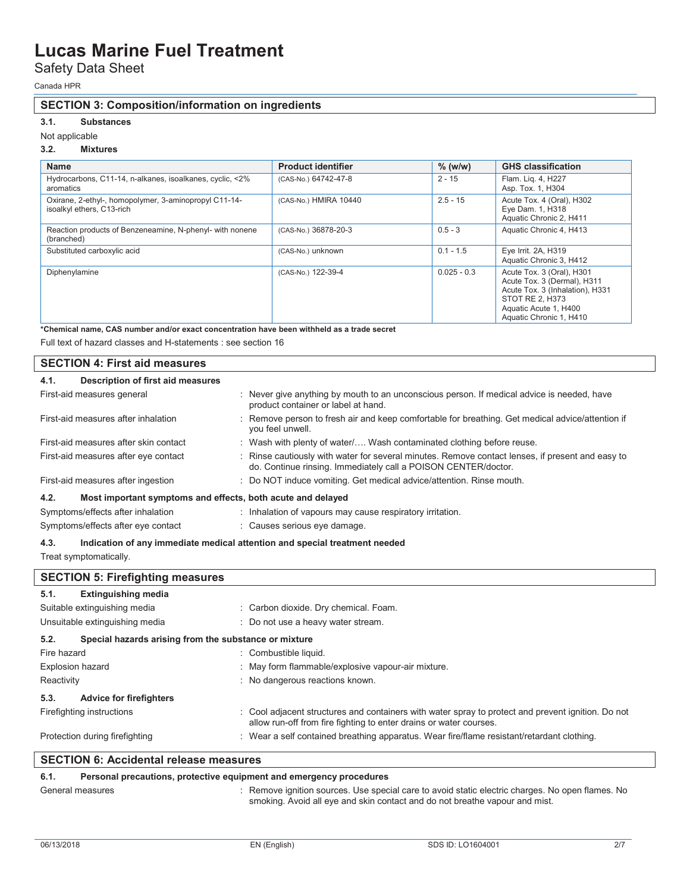## SECTION 3: Composition/information on ingredients

### 3.1. Substances

Not applicable

### 3.2. Mixtures

| Name | Product identifier | % (w/w) | GHS classification |
|---|---|---|---|
| Hydrocarbons, C11-14, n-alkanes, isoalkanes, cyclic, <2% aromatics | (CAS-No.) 64742-47-8 | 2 - 15 | Flam. Liq. 4, H227<br>Asp. Tox. 1, H304 |
| Oxirane, 2-ethyl-, homopolymer, 3-aminopropyl C11-14-isoalkyl ethers, C13-rich | (CAS-No.) HMIRA 10440 | 2.5 - 15 | Acute Tox. 4 (Oral), H302<br>Eye Dam. 1, H318<br>Aquatic Chronic 2, H411 |
| Reaction products of Benzeneamine, N-phenyl- with nonene (branched) | (CAS-No.) 36878-20-3 | 0.5 - 3 | Aquatic Chronic 4, H413 |
| Substituted carboxylic acid | (CAS-No.) unknown | 0.1 - 1.5 | Eye Irrit. 2A, H319<br>Aquatic Chronic 3, H412 |
| Diphenylamine | (CAS-No.) 122-39-4 | 0.025 - 0.3 | Acute Tox. 3 (Oral), H301<br>Acute Tox. 3 (Dermal), H311<br>Acute Tox. 3 (Inhalation), H331<br>STOT RE 2, H373<br>Aquatic Acute 1, H400<br>Aquatic Chronic 1, H410 |

**\*Chemical name, CAS number and/or exact concentration have been withheld as a trade secret**

Full text of hazard classes and H-statements : see section 16

## SECTION 4: First aid measures

### 4.1. Description of first aid measures

First-aid measures general : Never give anything by mouth to an unconscious person. If medical advice is needed, have product container or label at hand.

First-aid measures after inhalation : Remove person to fresh air and keep comfortable for breathing. Get medical advice/attention if you feel unwell.

First-aid measures after skin contact : Wash with plenty of water/…. Wash contaminated clothing before reuse.

First-aid measures after eye contact : Rinse cautiously with water for several minutes. Remove contact lenses, if present and easy to do. Continue rinsing. Immediately call a POISON CENTER/doctor.

First-aid measures after ingestion : Do NOT induce vomiting. Get medical advice/attention. Rinse mouth.

### 4.2. Most important symptoms and effects, both acute and delayed

Symptoms/effects after inhalation : Inhalation of vapours may cause respiratory irritation.

Symptoms/effects after eye contact : Causes serious eye damage.

### 4.3. Indication of any immediate medical attention and special treatment needed

Treat symptomatically.

## SECTION 5: Firefighting measures

### 5.1. Extinguishing media

Suitable extinguishing media : Carbon dioxide. Dry chemical. Foam.

Unsuitable extinguishing media : Do not use a heavy water stream.

### 5.2. Special hazards arising from the substance or mixture

Fire hazard : Combustible liquid.

Explosion hazard : May form flammable/explosive vapour-air mixture.

Reactivity : No dangerous reactions known.

### 5.3. Advice for firefighters

Firefighting instructions : Cool adjacent structures and containers with water spray to protect and prevent ignition. Do not allow run-off from fire fighting to enter drains or water courses.

Protection during firefighting : Wear a self contained breathing apparatus. Wear fire/flame resistant/retardant clothing.

## SECTION 6: Accidental release measures

### 6.1. Personal precautions, protective equipment and emergency procedures

General measures : Remove ignition sources. Use special care to avoid static electric charges. No open flames. No smoking. Avoid all eye and skin contact and do not breathe vapour and mist.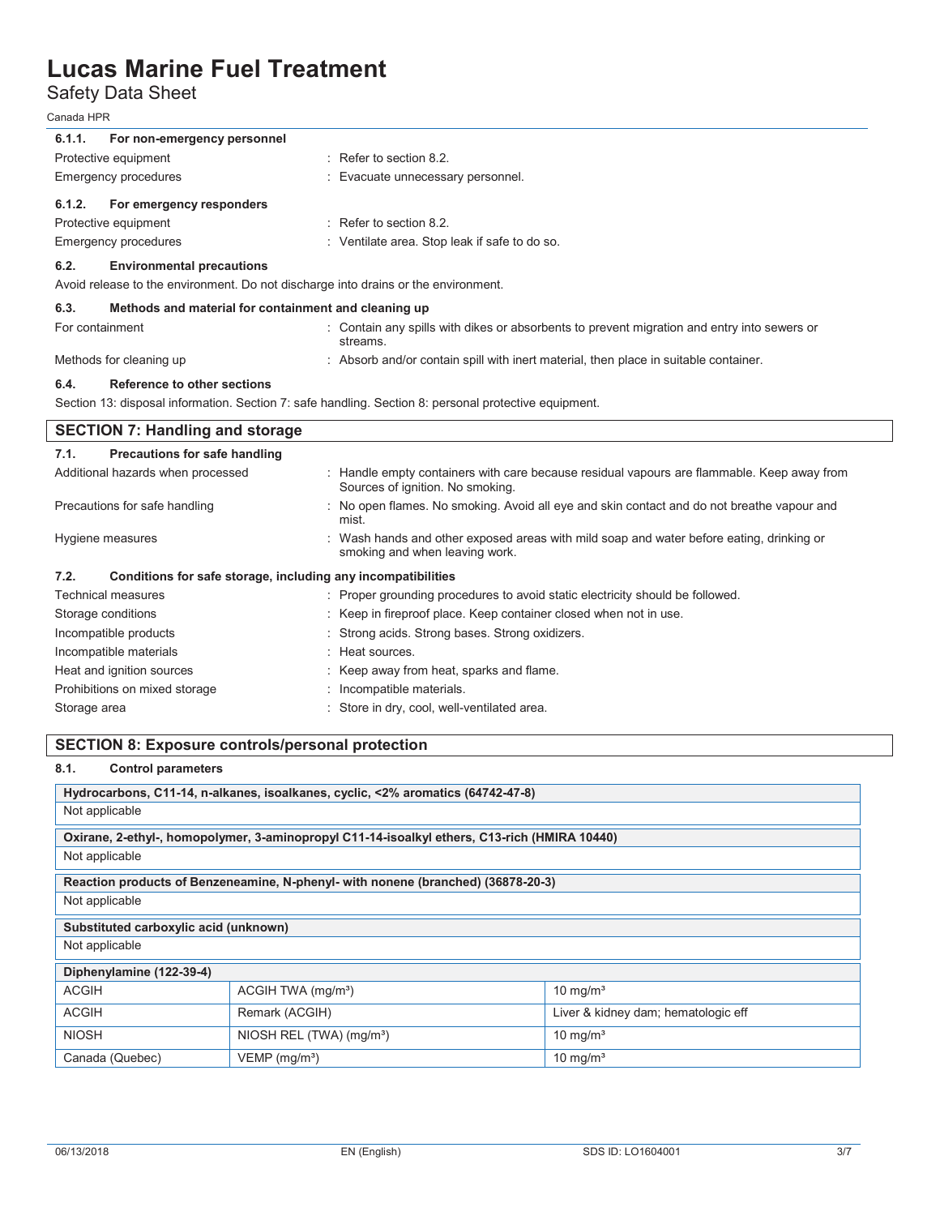#### 6.1.1. For non-emergency personnel

Protective equipment : Refer to section 8.2.

Emergency procedures : Evacuate unnecessary personnel.

#### 6.1.2. For emergency responders

Protective equipment : Refer to section 8.2.

Emergency procedures : Ventilate area. Stop leak if safe to do so.

### 6.2. Environmental precautions

Avoid release to the environment. Do not discharge into drains or the environment.

### 6.3. Methods and material for containment and cleaning up

For containment : Contain any spills with dikes or absorbents to prevent migration and entry into sewers or streams.

Methods for cleaning up : Absorb and/or contain spill with inert material, then place in suitable container.

### 6.4. Reference to other sections

Section 13: disposal information. Section 7: safe handling. Section 8: personal protective equipment.

## SECTION 7: Handling and storage

### 7.1. Precautions for safe handling

Additional hazards when processed : Handle empty containers with care because residual vapours are flammable. Keep away from Sources of ignition. No smoking.

Precautions for safe handling : No open flames. No smoking. Avoid all eye and skin contact and do not breathe vapour and mist.

Hygiene measures : Wash hands and other exposed areas with mild soap and water before eating, drinking or smoking and when leaving work.

### 7.2. Conditions for safe storage, including any incompatibilities

Technical measures : Proper grounding procedures to avoid static electricity should be followed.

Storage conditions : Keep in fireproof place. Keep container closed when not in use.

Incompatible products : Strong acids. Strong bases. Strong oxidizers.

Incompatible materials : Heat sources.

Heat and ignition sources : Keep away from heat, sparks and flame.

Prohibitions on mixed storage : Incompatible materials.

Storage area : Store in dry, cool, well-ventilated area.

## SECTION 8: Exposure controls/personal protection

### 8.1. Control parameters

| Hydrocarbons, C11-14, n-alkanes, isoalkanes, cyclic, <2% aromatics (64742-47-8) |
|---|
| Not applicable |

| Oxirane, 2-ethyl-, homopolymer, 3-aminopropyl C11-14-isoalkyl ethers, C13-rich (HMIRA 10440) |
|---|
| Not applicable |

| Reaction products of Benzeneamine, N-phenyl- with nonene (branched) (36878-20-3) |
|---|
| Not applicable |

| Substituted carboxylic acid (unknown) |
|---|
| Not applicable |

| Diphenylamine (122-39-4) | | |
|---|---|---|
| ACGIH | ACGIH TWA (mg/m³) | 10 mg/m³ |
| ACGIH | Remark (ACGIH) | Liver & kidney dam; hematologic eff |
| NIOSH | NIOSH REL (TWA) (mg/m³) | 10 mg/m³ |
| Canada (Quebec) | VEMP (mg/m³) | 10 mg/m³ |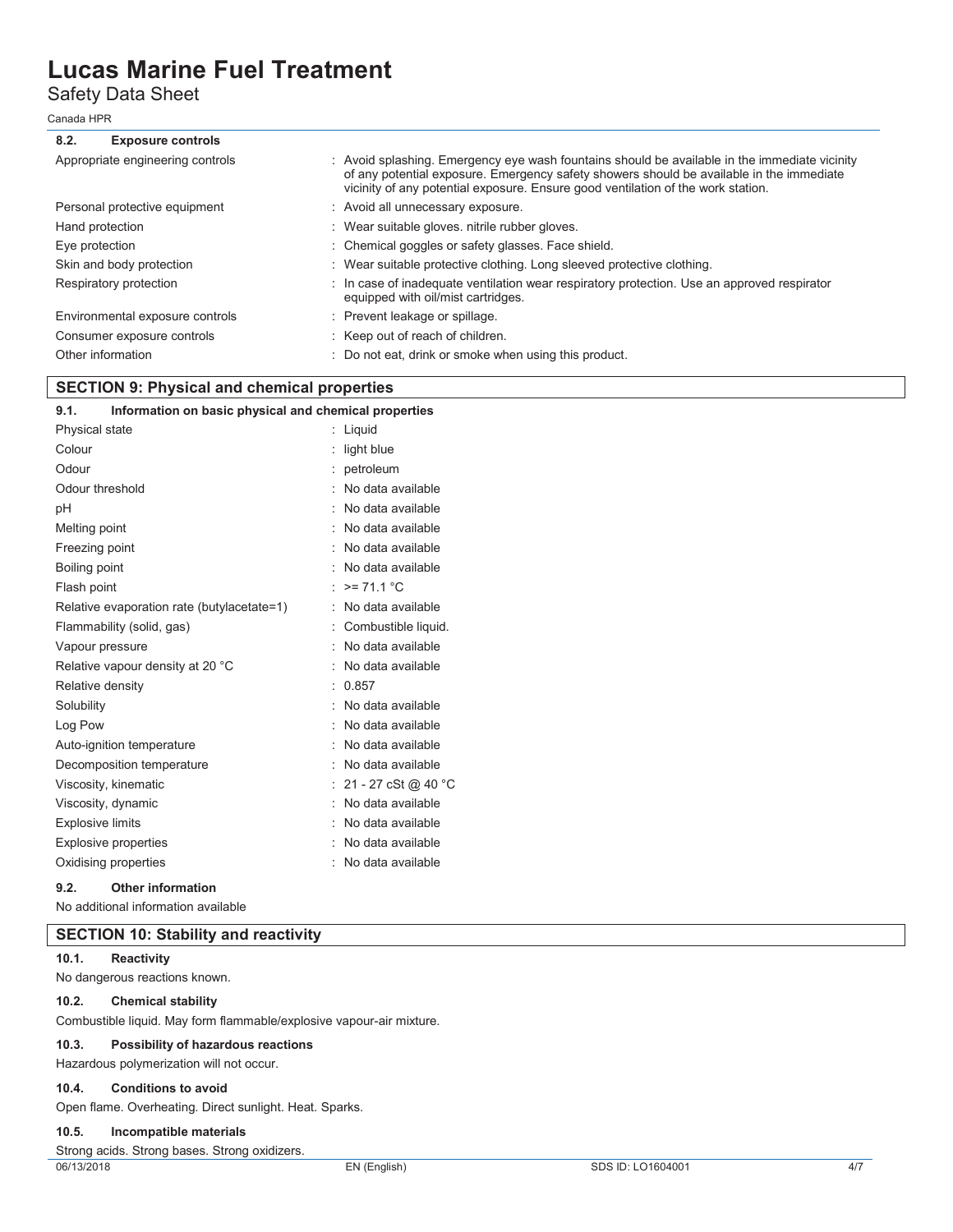### 8.2. Exposure controls

| | |
|---|---|
| Appropriate engineering controls | : Avoid splashing. Emergency eye wash fountains should be available in the immediate vicinity of any potential exposure. Emergency safety showers should be available in the immediate vicinity of any potential exposure. Ensure good ventilation of the work station. |
| Personal protective equipment | : Avoid all unnecessary exposure. |
| Hand protection | : Wear suitable gloves. nitrile rubber gloves. |
| Eye protection | : Chemical goggles or safety glasses. Face shield. |
| Skin and body protection | : Wear suitable protective clothing. Long sleeved protective clothing. |
| Respiratory protection | : In case of inadequate ventilation wear respiratory protection. Use an approved respirator equipped with oil/mist cartridges. |
| Environmental exposure controls | : Prevent leakage or spillage. |
| Consumer exposure controls | : Keep out of reach of children. |
| Other information | : Do not eat, drink or smoke when using this product. |

## SECTION 9: Physical and chemical properties

### 9.1. Information on basic physical and chemical properties

| | |
|---|---|
| Physical state | : Liquid |
| Colour | : light blue |
| Odour | : petroleum |
| Odour threshold | : No data available |
| pH | : No data available |
| Melting point | : No data available |
| Freezing point | : No data available |
| Boiling point | : No data available |
| Flash point | : >= 71.1 °C |
| Relative evaporation rate (butylacetate=1) | : No data available |
| Flammability (solid, gas) | : Combustible liquid. |
| Vapour pressure | : No data available |
| Relative vapour density at 20 °C | : No data available |
| Relative density | : 0.857 |
| Solubility | : No data available |
| Log Pow | : No data available |
| Auto-ignition temperature | : No data available |
| Decomposition temperature | : No data available |
| Viscosity, kinematic | : 21 - 27 cSt @ 40 °C |
| Viscosity, dynamic | : No data available |
| Explosive limits | : No data available |
| Explosive properties | : No data available |
| Oxidising properties | : No data available |

### 9.2. Other information

No additional information available

## SECTION 10: Stability and reactivity

### 10.1. Reactivity

No dangerous reactions known.

### 10.2. Chemical stability

Combustible liquid. May form flammable/explosive vapour-air mixture.

### 10.3. Possibility of hazardous reactions

Hazardous polymerization will not occur.

### 10.4. Conditions to avoid

Open flame. Overheating. Direct sunlight. Heat. Sparks.

### 10.5. Incompatible materials

Strong acids. Strong bases. Strong oxidizers.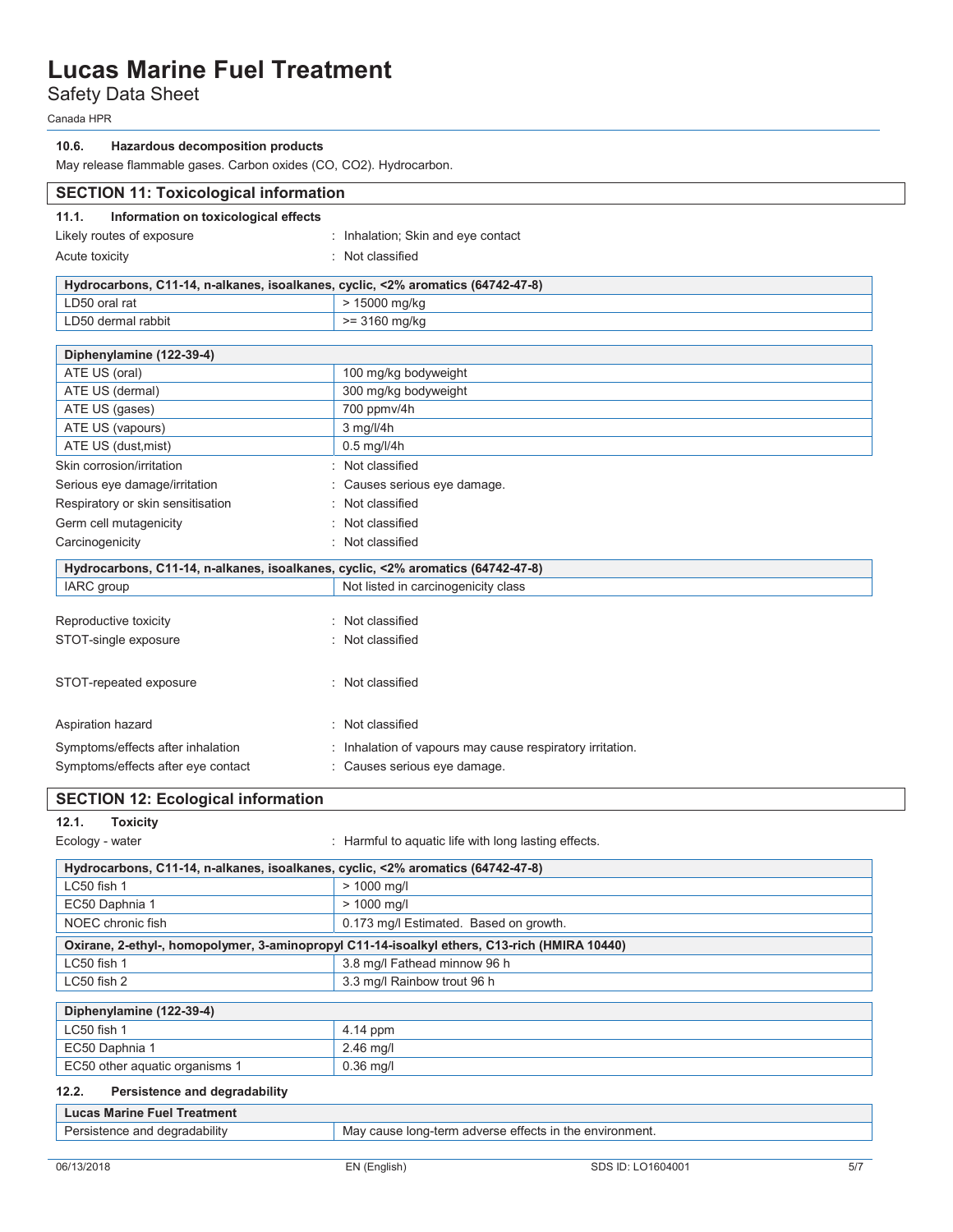#### 10.6. Hazardous decomposition products

May release flammable gases. Carbon oxides (CO, $CO_2$). Hydrocarbon.

## SECTION 11: Toxicological information

### 11.1. Information on toxicological effects

Likely routes of exposure : Inhalation; Skin and eye contact

Acute toxicity : Not classified

| Hydrocarbons, C11-14, n-alkanes, isoalkanes, cyclic, <2% aromatics (64742-47-8) | |
|---|---|
| LD50 oral rat | > 15000 mg/kg |
| LD50 dermal rabbit | >= 3160 mg/kg |

| Diphenylamine (122-39-4) | |
|---|---|
| ATE US (oral) | 100 mg/kg bodyweight |
| ATE US (dermal) | 300 mg/kg bodyweight |
| ATE US (gases) | 700 ppmv/4h |
| ATE US (vapours) | 3 mg/l/4h |
| ATE US (dust,mist) | 0.5 mg/l/4h |

Skin corrosion/irritation : Not classified

Serious eye damage/irritation : Causes serious eye damage.

Respiratory or skin sensitisation : Not classified

Germ cell mutagenicity : Not classified

Carcinogenicity : Not classified

| Hydrocarbons, C11-14, n-alkanes, isoalkanes, cyclic, <2% aromatics (64742-47-8) | |
|---|---|
| IARC group | Not listed in carcinogenicity class |

Reproductive toxicity : Not classified

STOT-single exposure : Not classified

STOT-repeated exposure : Not classified

Aspiration hazard : Not classified

Symptoms/effects after inhalation : Inhalation of vapours may cause respiratory irritation.

Symptoms/effects after eye contact : Causes serious eye damage.

## SECTION 12: Ecological information

### 12.1. Toxicity

Ecology - water : Harmful to aquatic life with long lasting effects.

| Hydrocarbons, C11-14, n-alkanes, isoalkanes, cyclic, <2% aromatics (64742-47-8) | |
|---|---|
| LC50 fish 1 | > 1000 mg/l |
| EC50 Daphnia 1 | > 1000 mg/l |
| NOEC chronic fish | 0.173 mg/l Estimated. Based on growth. |
| **Oxirane, 2-ethyl-, homopolymer, 3-aminopropyl C11-14-isoalkyl ethers, C13-rich (HMIRA 10440)** | |
| LC50 fish 1 | 3.8 mg/l Fathead minnow 96 h |
| LC50 fish 2 | 3.3 mg/l Rainbow trout 96 h |

| Diphenylamine (122-39-4) | |
|---|---|
| LC50 fish 1 | 4.14 ppm |
| EC50 Daphnia 1 | 2.46 mg/l |
| EC50 other aquatic organisms 1 | 0.36 mg/l |

### 12.2. Persistence and degradability

| Lucas Marine Fuel Treatment | |
|---|---|
| Persistence and degradability | May cause long-term adverse effects in the environment. |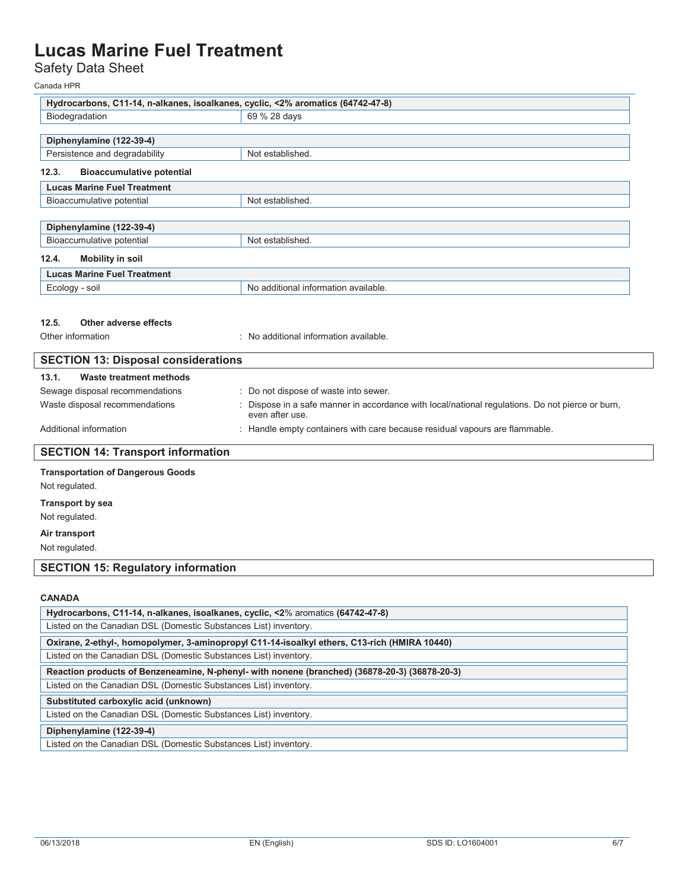| Hydrocarbons, C11-14, n-alkanes, isoalkanes, cyclic, <2% aromatics (64742-47-8) | |
|---|---|
| Biodegradation | 69 % 28 days |

| Diphenylamine (122-39-4) | |
|---|---|
| Persistence and degradability | Not established. |

### 12.3. Bioaccumulative potential

| Lucas Marine Fuel Treatment | |
|---|---|
| Bioaccumulative potential | Not established. |

| Diphenylamine (122-39-4) | |
|---|---|
| Bioaccumulative potential | Not established. |

### 12.4. Mobility in soil

| Lucas Marine Fuel Treatment | |
|---|---|
| Ecology - soil | No additional information available. |

### 12.5. Other adverse effects

Other information : No additional information available.

## SECTION 13: Disposal considerations

### 13.1. Waste treatment methods

Sewage disposal recommendations : Do not dispose of waste into sewer.

Waste disposal recommendations : Dispose in a safe manner in accordance with local/national regulations. Do not pierce or burn, even after use.

Additional information : Handle empty containers with care because residual vapours are flammable.

## SECTION 14: Transport information

**Transportation of Dangerous Goods**

Not regulated.

**Transport by sea**

Not regulated.

**Air transport**

Not regulated.

## SECTION 15: Regulatory information

**CANADA**

| Hydrocarbons, C11-14, n-alkanes, isoalkanes, cyclic, <2% aromatics (64742-47-8) |
|---|
| Listed on the Canadian DSL (Domestic Substances List) inventory. |

| Oxirane, 2-ethyl-, homopolymer, 3-aminopropyl C11-14-isoalkyl ethers, C13-rich (HMIRA 10440) |
|---|
| Listed on the Canadian DSL (Domestic Substances List) inventory. |

| Reaction products of Benzeneamine, N-phenyl- with nonene (branched) (36878-20-3) (36878-20-3) |
|---|
| Listed on the Canadian DSL (Domestic Substances List) inventory. |

| Substituted carboxylic acid (unknown) |
|---|
| Listed on the Canadian DSL (Domestic Substances List) inventory. |

| Diphenylamine (122-39-4) |
|---|
| Listed on the Canadian DSL (Domestic Substances List) inventory. |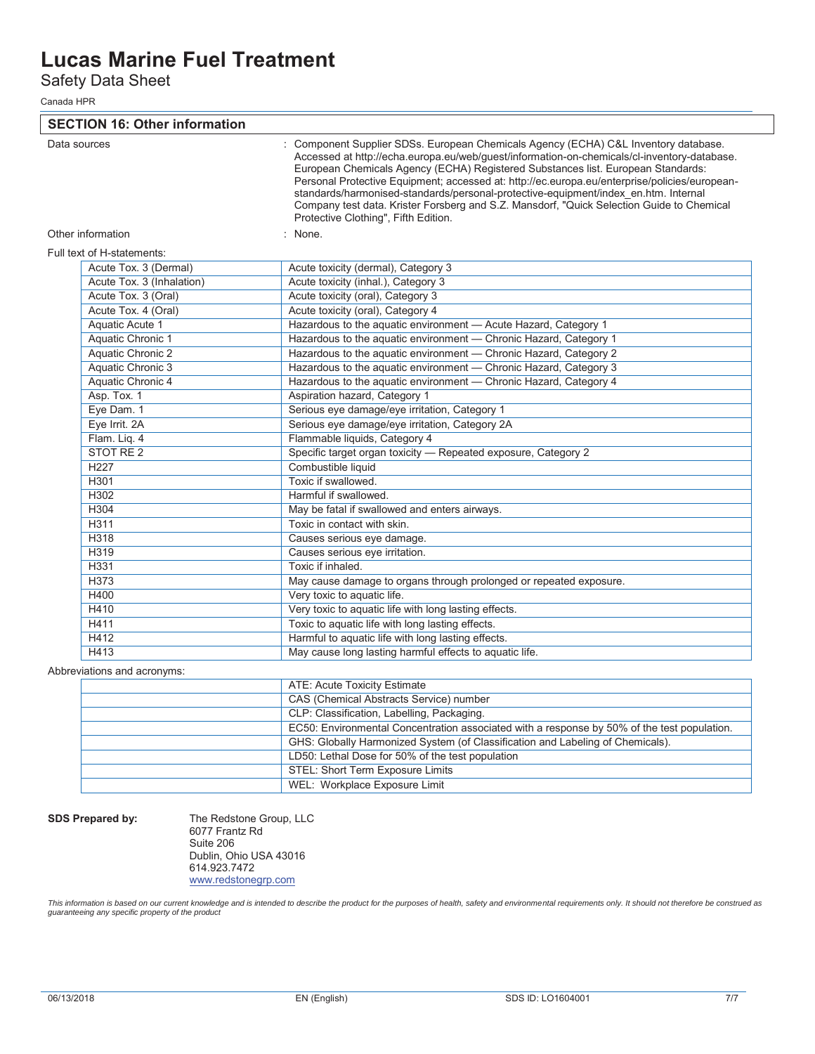# Lucas Marine Fuel Treatment

Safety Data Sheet

Canada HPR

## SECTION 16: Other information

Data sources : Component Supplier SDSs. European Chemicals Agency (ECHA) C&L Inventory database. Accessed at http://echa.europa.eu/web/guest/information-on-chemicals/cl-inventory-database. European Chemicals Agency (ECHA) Registered Substances list. European Standards: Personal Protective Equipment; accessed at: http://ec.europa.eu/enterprise/policies/european-standards/harmonised-standards/personal-protective-equipment/index_en.htm. Internal Company test data. Krister Forsberg and S.Z. Mansdorf, "Quick Selection Guide to Chemical Protective Clothing", Fifth Edition.

Other information : None.

Full text of H-statements:

| | |
|---|---|
| Acute Tox. 3 (Dermal) | Acute toxicity (dermal), Category 3 |
| Acute Tox. 3 (Inhalation) | Acute toxicity (inhal.), Category 3 |
| Acute Tox. 3 (Oral) | Acute toxicity (oral), Category 3 |
| Acute Tox. 4 (Oral) | Acute toxicity (oral), Category 4 |
| Aquatic Acute 1 | Hazardous to the aquatic environment — Acute Hazard, Category 1 |
| Aquatic Chronic 1 | Hazardous to the aquatic environment — Chronic Hazard, Category 1 |
| Aquatic Chronic 2 | Hazardous to the aquatic environment — Chronic Hazard, Category 2 |
| Aquatic Chronic 3 | Hazardous to the aquatic environment — Chronic Hazard, Category 3 |
| Aquatic Chronic 4 | Hazardous to the aquatic environment — Chronic Hazard, Category 4 |
| Asp. Tox. 1 | Aspiration hazard, Category 1 |
| Eye Dam. 1 | Serious eye damage/eye irritation, Category 1 |
| Eye Irrit. 2A | Serious eye damage/eye irritation, Category 2A |
| Flam. Liq. 4 | Flammable liquids, Category 4 |
| STOT RE 2 | Specific target organ toxicity — Repeated exposure, Category 2 |
| H227 | Combustible liquid |
| H301 | Toxic if swallowed. |
| H302 | Harmful if swallowed. |
| H304 | May be fatal if swallowed and enters airways. |
| H311 | Toxic in contact with skin. |
| H318 | Causes serious eye damage. |
| H319 | Causes serious eye irritation. |
| H331 | Toxic if inhaled. |
| H373 | May cause damage to organs through prolonged or repeated exposure. |
| H400 | Very toxic to aquatic life. |
| H410 | Very toxic to aquatic life with long lasting effects. |
| H411 | Toxic to aquatic life with long lasting effects. |
| H412 | Harmful to aquatic life with long lasting effects. |
| H413 | May cause long lasting harmful effects to aquatic life. |

Abbreviations and acronyms:

| | |
|---|---|
| | ATE: Acute Toxicity Estimate |
| | CAS (Chemical Abstracts Service) number |
| | CLP: Classification, Labelling, Packaging. |
| | EC50: Environmental Concentration associated with a response by 50% of the test population. |
| | GHS: Globally Harmonized System (of Classification and Labeling of Chemicals). |
| | LD50: Lethal Dose for 50% of the test population |
| | STEL: Short Term Exposure Limits |
| | WEL: Workplace Exposure Limit |

**SDS Prepared by:**

The Redstone Group, LLC
6077 Frantz Rd
Suite 206
Dublin, Ohio USA 43016
614.923.7472
www.redstonegrp.com

*This information is based on our current knowledge and is intended to describe the product for the purposes of health, safety and environmental requirements only. It should not therefore be construed as guaranteeing any specific property of the product*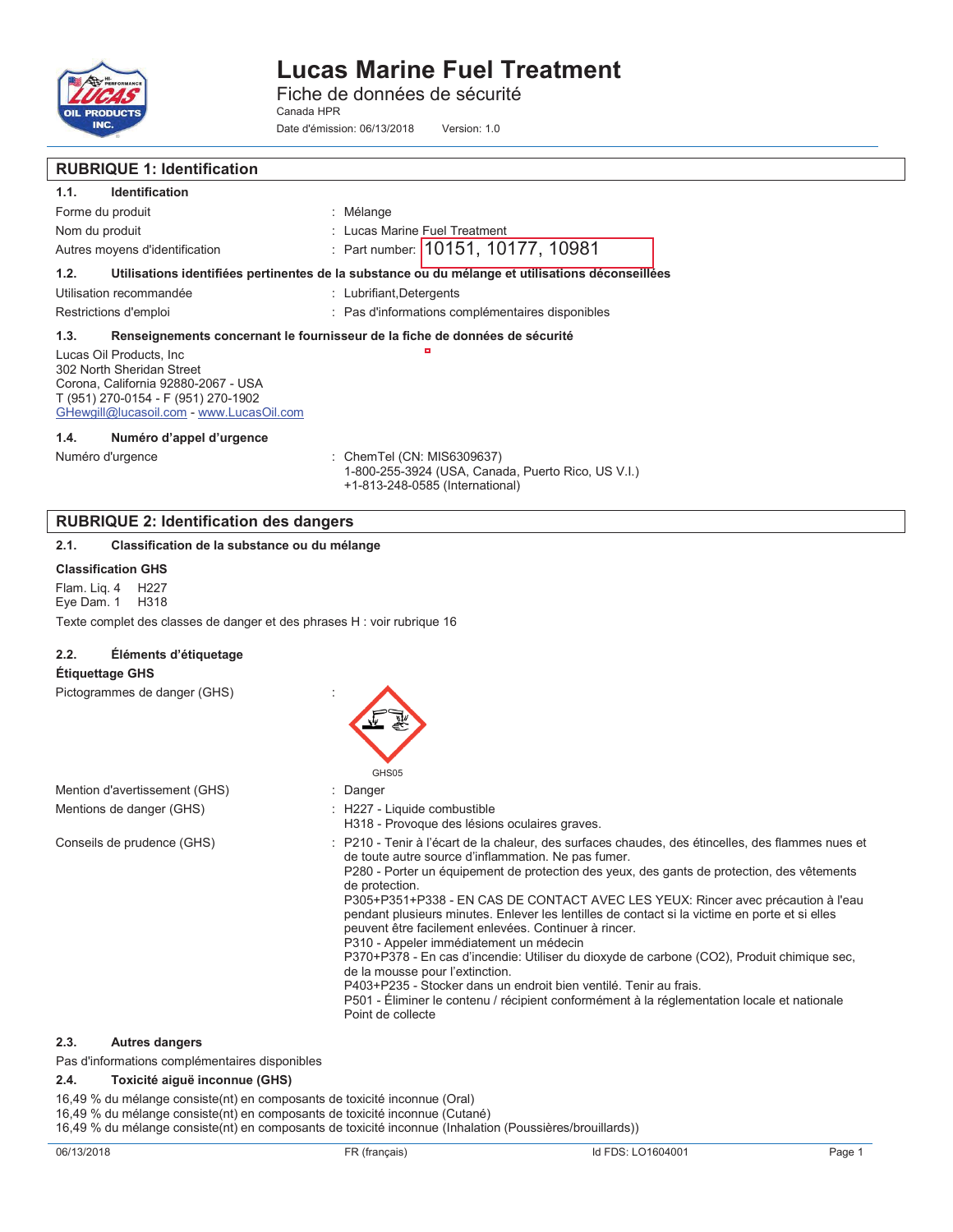# Lucas Marine Fuel Treatment

Fiche de données de sécurité

Canada HPR

Date d'émission: 06/13/2018 Version: 1.0

## RUBRIQUE 1: Identification

### 1.1. Identification

| | |
|---|---|
| Forme du produit | : Mélange |
| Nom du produit | : Lucas Marine Fuel Treatment |
| Autres moyens d'identification | : Part number: 10151, 10177, 10981 |

### 1.2. Utilisations identifiées pertinentes de la substance ou du mélange et utilisations déconseillées

| | |
|---|---|
| Utilisation recommandée | : Lubrifiant,Detergents |
| Restrictions d'emploi | : Pas d'informations complémentaires disponibles |

### 1.3. Renseignements concernant le fournisseur de la fiche de données de sécurité

Lucas Oil Products, Inc
302 North Sheridan Street
Corona, California 92880-2067 - USA
T (951) 270-0154 - F (951) 270-1902
GHewgill@lucasoil.com - www.LucasOil.com

### 1.4. Numéro d'appel d'urgence

Numéro d'urgence : ChemTel (CN: MIS6309637)
1-800-255-3924 (USA, Canada, Puerto Rico, US V.I.)
+1-813-248-0585 (International)

## RUBRIQUE 2: Identification des dangers

### 2.1. Classification de la substance ou du mélange

**Classification GHS**

Flam. Liq. 4 H227
Eye Dam. 1 H318

Texte complet des classes de danger et des phrases H : voir rubrique 16

### 2.2. Éléments d'étiquetage

**Étiquettage GHS**

Pictogrammes de danger (GHS) :

GHS05

Mention d'avertissement (GHS) : Danger

Mentions de danger (GHS) : H227 - Liquide combustible
H318 - Provoque des lésions oculaires graves.

Conseils de prudence (GHS) : P210 - Tenir à l'écart de la chaleur, des surfaces chaudes, des étincelles, des flammes nues et de toute autre source d'inflammation. Ne pas fumer.
P280 - Porter un équipement de protection des yeux, des gants de protection, des vêtements de protection.
P305+P351+P338 - EN CAS DE CONTACT AVEC LES YEUX: Rincer avec précaution à l'eau pendant plusieurs minutes. Enlever les lentilles de contact si la victime en porte et si elles peuvent être facilement enlevées. Continuer à rincer.
P310 - Appeler immédiatement un médecin
P370+P378 - En cas d'incendie: Utiliser du dioxyde de carbone (CO2), Produit chimique sec, de la mousse pour l'extinction.
P403+P235 - Stocker dans un endroit bien ventilé. Tenir au frais.
P501 - Éliminer le contenu / récipient conformément à la réglementation locale et nationale Point de collecte

### 2.3. Autres dangers

Pas d'informations complémentaires disponibles

### 2.4. Toxicité aiguë inconnue (GHS)

16,49 % du mélange consiste(nt) en composants de toxicité inconnue (Oral)
16,49 % du mélange consiste(nt) en composants de toxicité inconnue (Cutané)
16,49 % du mélange consiste(nt) en composants de toxicité inconnue (Inhalation (Poussières/brouillards))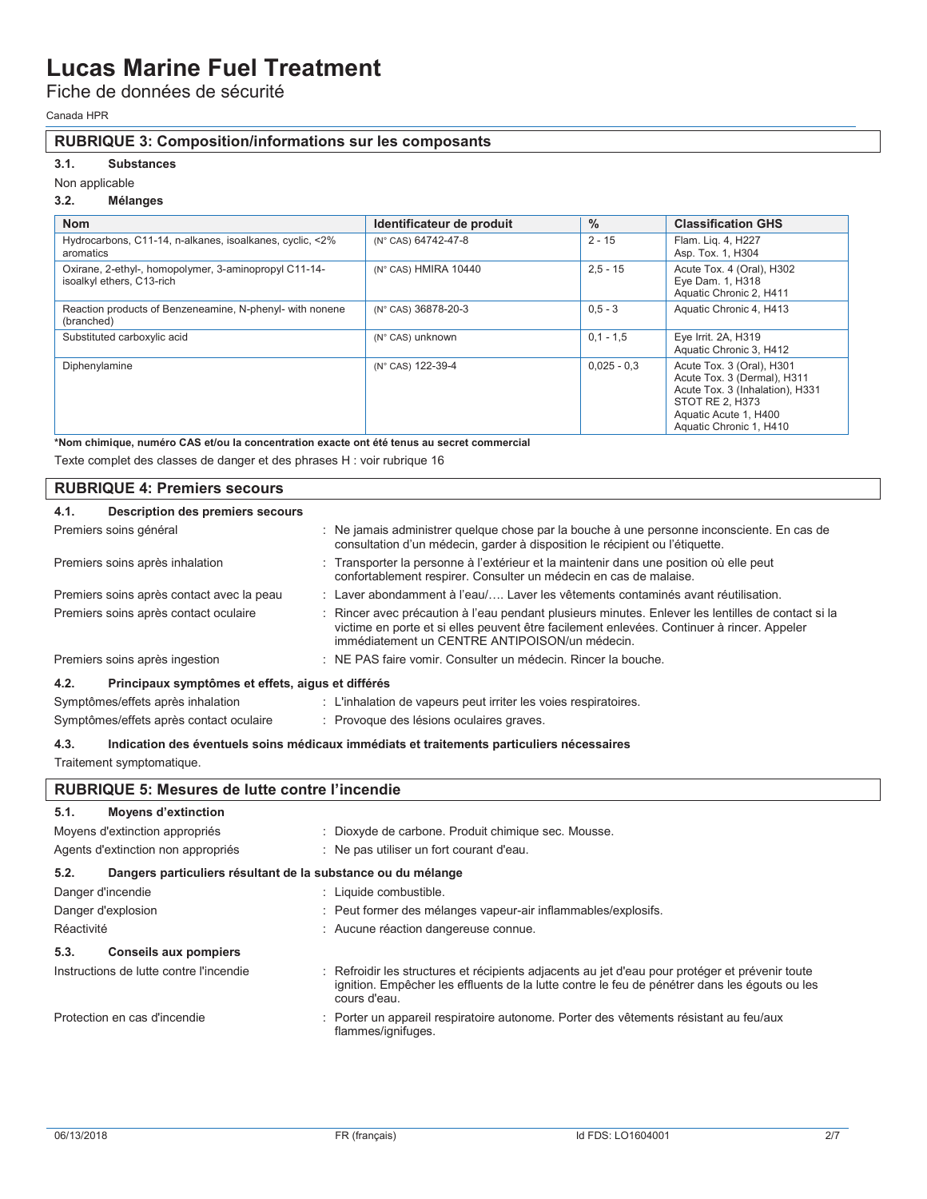## RUBRIQUE 3: Composition/informations sur les composants

### 3.1. Substances

Non applicable

### 3.2. Mélanges

| Nom | Identificateur de produit | % | Classification GHS |
|---|---|---|---|
| Hydrocarbons, C11-14, n-alkanes, isoalkanes, cyclic, <2% aromatics | (N° CAS) 64742-47-8 | 2 - 15 | Flam. Liq. 4, H227<br>Asp. Tox. 1, H304 |
| Oxirane, 2-ethyl-, homopolymer, 3-aminopropyl C11-14-isoalkyl ethers, C13-rich | (N° CAS) HMIRA 10440 | 2,5 - 15 | Acute Tox. 4 (Oral), H302<br>Eye Dam. 1, H318<br>Aquatic Chronic 2, H411 |
| Reaction products of Benzeneamine, N-phenyl- with nonene (branched) | (N° CAS) 36878-20-3 | 0,5 - 3 | Aquatic Chronic 4, H413 |
| Substituted carboxylic acid | (N° CAS) unknown | 0,1 - 1,5 | Eye Irrit. 2A, H319<br>Aquatic Chronic 3, H412 |
| Diphenylamine | (N° CAS) 122-39-4 | 0,025 - 0,3 | Acute Tox. 3 (Oral), H301<br>Acute Tox. 3 (Dermal), H311<br>Acute Tox. 3 (Inhalation), H331<br>STOT RE 2, H373<br>Aquatic Acute 1, H400<br>Aquatic Chronic 1, H410 |

**\*Nom chimique, numéro CAS et/ou la concentration exacte ont été tenus au secret commercial**

Texte complet des classes de danger et des phrases H : voir rubrique 16

## RUBRIQUE 4: Premiers secours

### 4.1. Description des premiers secours

Premiers soins général : Ne jamais administrer quelque chose par la bouche à une personne inconsciente. En cas de consultation d'un médecin, garder à disposition le récipient ou l'étiquette.

Premiers soins après inhalation : Transporter la personne à l'extérieur et la maintenir dans une position où elle peut confortablement respirer. Consulter un médecin en cas de malaise.

Premiers soins après contact avec la peau : Laver abondamment à l'eau/…. Laver les vêtements contaminés avant réutilisation.

Premiers soins après contact oculaire : Rincer avec précaution à l'eau pendant plusieurs minutes. Enlever les lentilles de contact si la victime en porte et si elles peuvent être facilement enlevées. Continuer à rincer. Appeler immédiatement un CENTRE ANTIPOISON/un médecin.

Premiers soins après ingestion : NE PAS faire vomir. Consulter un médecin. Rincer la bouche.

### 4.2. Principaux symptômes et effets, aigus et différés

Symptômes/effets après inhalation : L'inhalation de vapeurs peut irriter les voies respiratoires.

Symptômes/effets après contact oculaire : Provoque des lésions oculaires graves.

### 4.3. Indication des éventuels soins médicaux immédiats et traitements particuliers nécessaires

Traitement symptomatique.

## RUBRIQUE 5: Mesures de lutte contre l'incendie

### 5.1. Moyens d'extinction

Moyens d'extinction appropriés : Dioxyde de carbone. Produit chimique sec. Mousse.

Agents d'extinction non appropriés : Ne pas utiliser un fort courant d'eau.

### 5.2. Dangers particuliers résultant de la substance ou du mélange

Danger d'incendie : Liquide combustible.

Danger d'explosion : Peut former des mélanges vapeur-air inflammables/explosifs.

Réactivité : Aucune réaction dangereuse connue.

### 5.3. Conseils aux pompiers

Instructions de lutte contre l'incendie : Refroidir les structures et récipients adjacents au jet d'eau pour protéger et prévenir toute ignition. Empêcher les effluents de la lutte contre le feu de pénétrer dans les égouts ou les cours d'eau.

Protection en cas d'incendie : Porter un appareil respiratoire autonome. Porter des vêtements résistant au feu/aux flammes/ignifuges.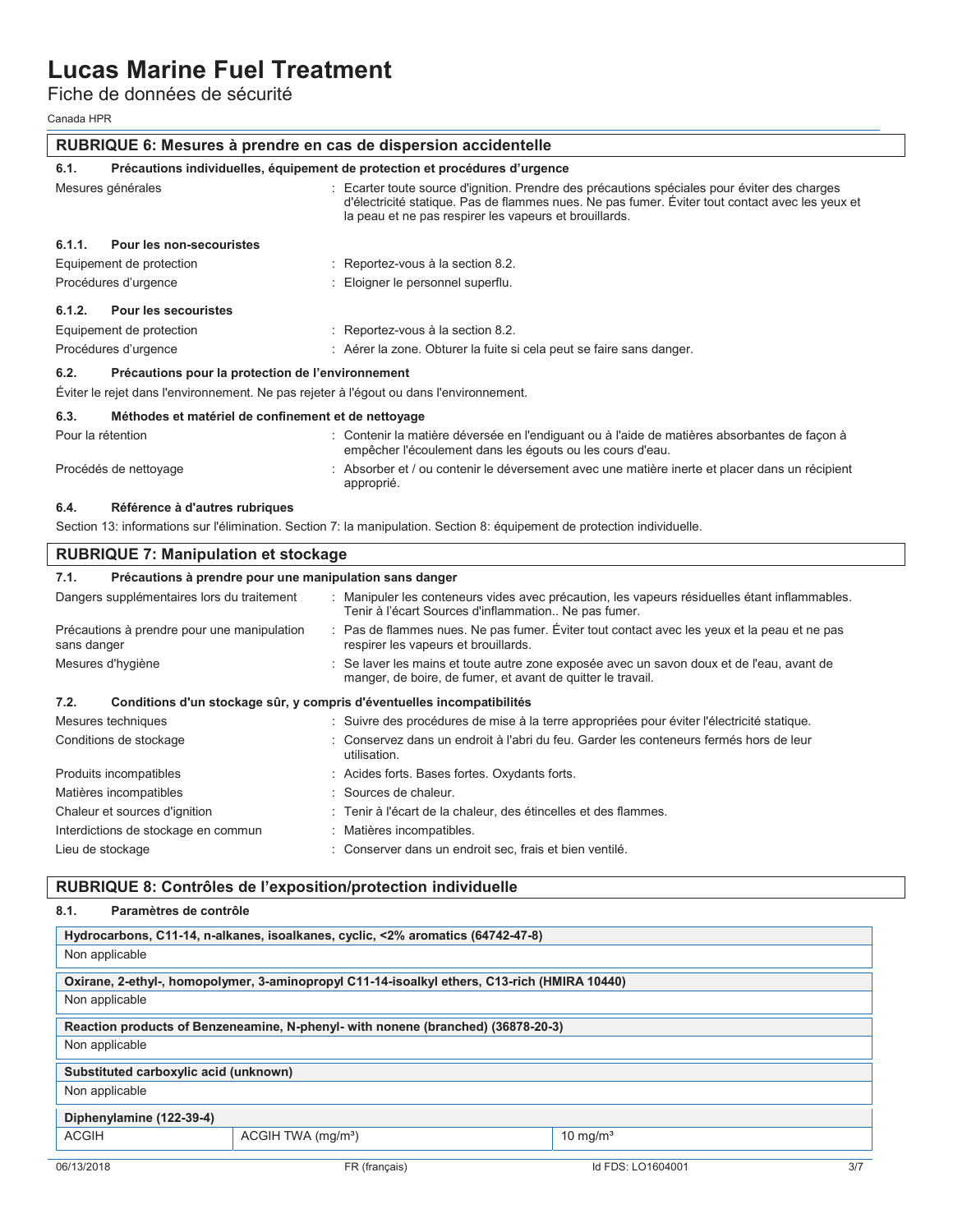## RUBRIQUE 6: Mesures à prendre en cas de dispersion accidentelle

### 6.1. Précautions individuelles, équipement de protection et procédures d'urgence

Mesures générales : Ecarter toute source d'ignition. Prendre des précautions spéciales pour éviter des charges d'électricité statique. Pas de flammes nues. Ne pas fumer. Éviter tout contact avec les yeux et la peau et ne pas respirer les vapeurs et brouillards.

#### 6.1.1. Pour les non-secouristes

Equipement de protection : Reportez-vous à la section 8.2.

Procédures d'urgence : Eloigner le personnel superflu.

#### 6.1.2. Pour les secouristes

Equipement de protection : Reportez-vous à la section 8.2.

Procédures d'urgence : Aérer la zone. Obturer la fuite si cela peut se faire sans danger.

### 6.2. Précautions pour la protection de l'environnement

Éviter le rejet dans l'environnement. Ne pas rejeter à l'égout ou dans l'environnement.

### 6.3. Méthodes et matériel de confinement et de nettoyage

Pour la rétention : Contenir la matière déversée en l'endiguant ou à l'aide de matières absorbantes de façon à empêcher l'écoulement dans les égouts ou les cours d'eau.

Procédés de nettoyage : Absorber et / ou contenir le déversement avec une matière inerte et placer dans un récipient approprié.

### 6.4. Référence à d'autres rubriques

Section 13: informations sur l'élimination. Section 7: la manipulation. Section 8: équipement de protection individuelle.

## RUBRIQUE 7: Manipulation et stockage

### 7.1. Précautions à prendre pour une manipulation sans danger

Dangers supplémentaires lors du traitement : Manipuler les conteneurs vides avec précaution, les vapeurs résiduelles étant inflammables. Tenir à l'écart Sources d'inflammation.. Ne pas fumer.

Précautions à prendre pour une manipulation sans danger : Pas de flammes nues. Ne pas fumer. Éviter tout contact avec les yeux et la peau et ne pas respirer les vapeurs et brouillards.

Mesures d'hygiène : Se laver les mains et toute autre zone exposée avec un savon doux et de l'eau, avant de manger, de boire, de fumer, et avant de quitter le travail.

### 7.2. Conditions d'un stockage sûr, y compris d'éventuelles incompatibilités

Mesures techniques : Suivre des procédures de mise à la terre appropriées pour éviter l'électricité statique.

Conditions de stockage : Conservez dans un endroit à l'abri du feu. Garder les conteneurs fermés hors de leur utilisation.

Produits incompatibles : Acides forts. Bases fortes. Oxydants forts.

Matières incompatibles : Sources de chaleur.

Chaleur et sources d'ignition : Tenir à l'écart de la chaleur, des étincelles et des flammes.

Interdictions de stockage en commun : Matières incompatibles.

Lieu de stockage : Conserver dans un endroit sec, frais et bien ventilé.

## RUBRIQUE 8: Contrôles de l'exposition/protection individuelle

### 8.1. Paramètres de contrôle

| Hydrocarbons, C11-14, n-alkanes, isoalkanes, cyclic, <2% aromatics (64742-47-8) |
|---|
| Non applicable |

| Oxirane, 2-ethyl-, homopolymer, 3-aminopropyl C11-14-isoalkyl ethers, C13-rich (HMIRA 10440) |
|---|
| Non applicable |

| Reaction products of Benzeneamine, N-phenyl- with nonene (branched) (36878-20-3) |
|---|
| Non applicable |

| Substituted carboxylic acid (unknown) |
|---|
| Non applicable |

| Diphenylamine (122-39-4) | | |
|---|---|---|
| ACGIH | ACGIH TWA (mg/m³) | 10 mg/m³ |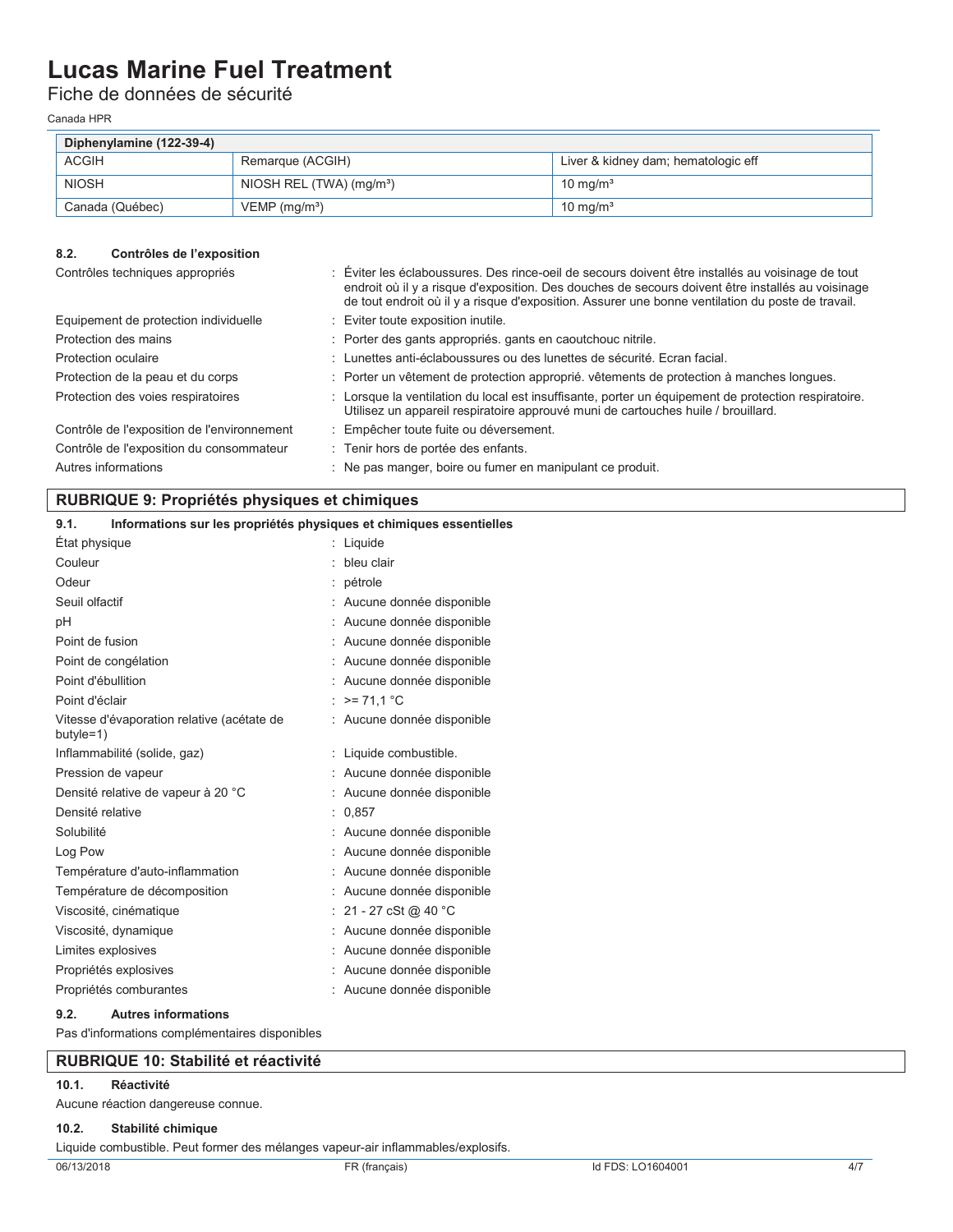| Diphenylamine (122-39-4) | | |
| --- | --- | --- |
| ACGIH | Remarque (ACGIH) | Liver & kidney dam; hematologic eff |
| NIOSH | NIOSH REL (TWA) (mg/m³) | 10 mg/m³ |
| Canada (Québec) | VEMP (mg/m³) | 10 mg/m³ |

### 8.2. Contrôles de l'exposition

| | |
| --- | --- |
| Contrôles techniques appropriés | : Éviter les éclaboussures. Des rince-oeil de secours doivent être installés au voisinage de tout endroit où il y a risque d'exposition. Des douches de secours doivent être installés au voisinage de tout endroit où il y a risque d'exposition. Assurer une bonne ventilation du poste de travail. |
| Equipement de protection individuelle | : Eviter toute exposition inutile. |
| Protection des mains | : Porter des gants appropriés. gants en caoutchouc nitrile. |
| Protection oculaire | : Lunettes anti-éclaboussures ou des lunettes de sécurité. Ecran facial. |
| Protection de la peau et du corps | : Porter un vêtement de protection approprié. vêtements de protection à manches longues. |
| Protection des voies respiratoires | : Lorsque la ventilation du local est insuffisante, porter un équipement de protection respiratoire. Utilisez un appareil respiratoire approuvé muni de cartouches huile / brouillard. |
| Contrôle de l'exposition de l'environnement | : Empêcher toute fuite ou déversement. |
| Contrôle de l'exposition du consommateur | : Tenir hors de portée des enfants. |
| Autres informations | : Ne pas manger, boire ou fumer en manipulant ce produit. |

## RUBRIQUE 9: Propriétés physiques et chimiques

### 9.1. Informations sur les propriétés physiques et chimiques essentielles

| | |
| --- | --- |
| État physique | : Liquide |
| Couleur | : bleu clair |
| Odeur | : pétrole |
| Seuil olfactif | : Aucune donnée disponible |
| pH | : Aucune donnée disponible |
| Point de fusion | : Aucune donnée disponible |
| Point de congélation | : Aucune donnée disponible |
| Point d'ébullition | : Aucune donnée disponible |
| Point d'éclair | : >= 71,1 °C |
| Vitesse d'évaporation relative (acétate de butyle=1) | : Aucune donnée disponible |
| Inflammabilité (solide, gaz) | : Liquide combustible. |
| Pression de vapeur | : Aucune donnée disponible |
| Densité relative de vapeur à 20 °C | : Aucune donnée disponible |
| Densité relative | : 0,857 |
| Solubilité | : Aucune donnée disponible |
| Log Pow | : Aucune donnée disponible |
| Température d'auto-inflammation | : Aucune donnée disponible |
| Température de décomposition | : Aucune donnée disponible |
| Viscosité, cinématique | : 21 - 27 cSt @ 40 °C |
| Viscosité, dynamique | : Aucune donnée disponible |
| Limites explosives | : Aucune donnée disponible |
| Propriétés explosives | : Aucune donnée disponible |
| Propriétés comburantes | : Aucune donnée disponible |

### 9.2. Autres informations

Pas d'informations complémentaires disponibles

## RUBRIQUE 10: Stabilité et réactivité

### 10.1. Réactivité

Aucune réaction dangereuse connue.

### 10.2. Stabilité chimique

Liquide combustible. Peut former des mélanges vapeur-air inflammables/explosifs.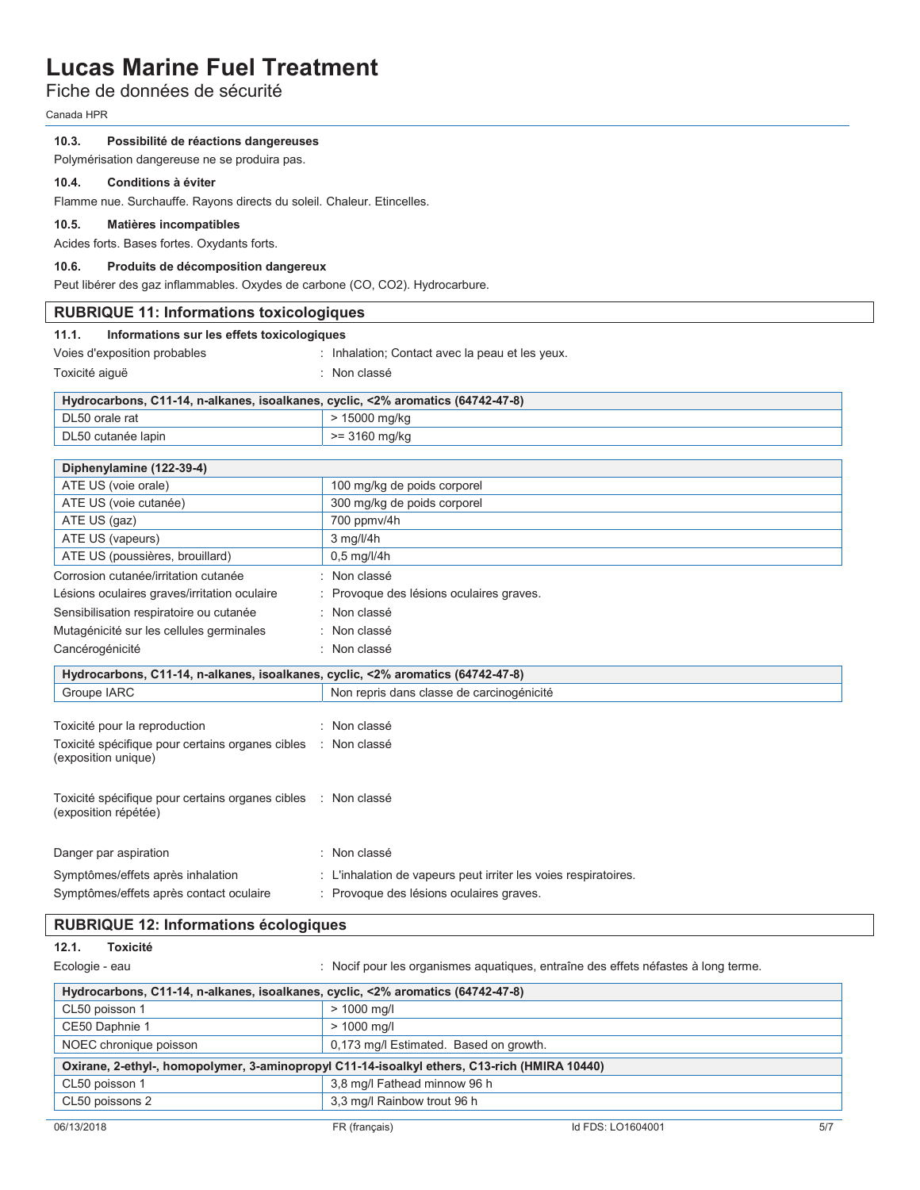#### 10.3. Possibilité de réactions dangereuses

Polymérisation dangereuse ne se produira pas.

#### 10.4. Conditions à éviter

Flamme nue. Surchauffe. Rayons directs du soleil. Chaleur. Etincelles.

#### 10.5. Matières incompatibles

Acides forts. Bases fortes. Oxydants forts.

#### 10.6. Produits de décomposition dangereux

Peut libérer des gaz inflammables. Oxydes de carbone (CO, $CO_2$). Hydrocarbure.

## RUBRIQUE 11: Informations toxicologiques

#### 11.1. Informations sur les effets toxicologiques

Voies d'exposition probables : Inhalation; Contact avec la peau et les yeux.

Toxicité aiguë : Non classé

| Hydrocarbons, C11-14, n-alkanes, isoalkanes, cyclic, <2% aromatics (64742-47-8) | |
|---|---|
| DL50 orale rat | > 15000 mg/kg |
| DL50 cutanée lapin | >= 3160 mg/kg |

| Diphenylamine (122-39-4) | |
|---|---|
| ATE US (voie orale) | 100 mg/kg de poids corporel |
| ATE US (voie cutanée) | 300 mg/kg de poids corporel |
| ATE US (gaz) | 700 ppmv/4h |
| ATE US (vapeurs) | 3 mg/l/4h |
| ATE US (poussières, brouillard) | 0,5 mg/l/4h |

Corrosion cutanée/irritation cutanée : Non classé

Lésions oculaires graves/irritation oculaire : Provoque des lésions oculaires graves.

Sensibilisation respiratoire ou cutanée : Non classé

Mutagénicité sur les cellules germinales : Non classé

Cancérogénicité : Non classé

| Hydrocarbons, C11-14, n-alkanes, isoalkanes, cyclic, <2% aromatics (64742-47-8) | |
|---|---|
| Groupe IARC | Non repris dans classe de carcinogénicité |

Toxicité pour la reproduction : Non classé

Toxicité spécifique pour certains organes cibles (exposition unique) : Non classé

Toxicité spécifique pour certains organes cibles (exposition répétée) : Non classé

Danger par aspiration : Non classé

Symptômes/effets après inhalation : L'inhalation de vapeurs peut irriter les voies respiratoires.

Symptômes/effets après contact oculaire : Provoque des lésions oculaires graves.

## RUBRIQUE 12: Informations écologiques

#### 12.1. Toxicité

Ecologie - eau : Nocif pour les organismes aquatiques, entraîne des effets néfastes à long terme.

| Hydrocarbons, C11-14, n-alkanes, isoalkanes, cyclic, <2% aromatics (64742-47-8) | |
|---|---|
| CL50 poisson 1 | > 1000 mg/l |
| CE50 Daphnie 1 | > 1000 mg/l |
| NOEC chronique poisson | 0,173 mg/l Estimated. Based on growth. |

| Oxirane, 2-ethyl-, homopolymer, 3-aminopropyl C11-14-isoalkyl ethers, C13-rich (HMIRA 10440) | |
|---|---|
| CL50 poisson 1 | 3,8 mg/l Fathead minnow 96 h |
| CL50 poissons 2 | 3,3 mg/l Rainbow trout 96 h |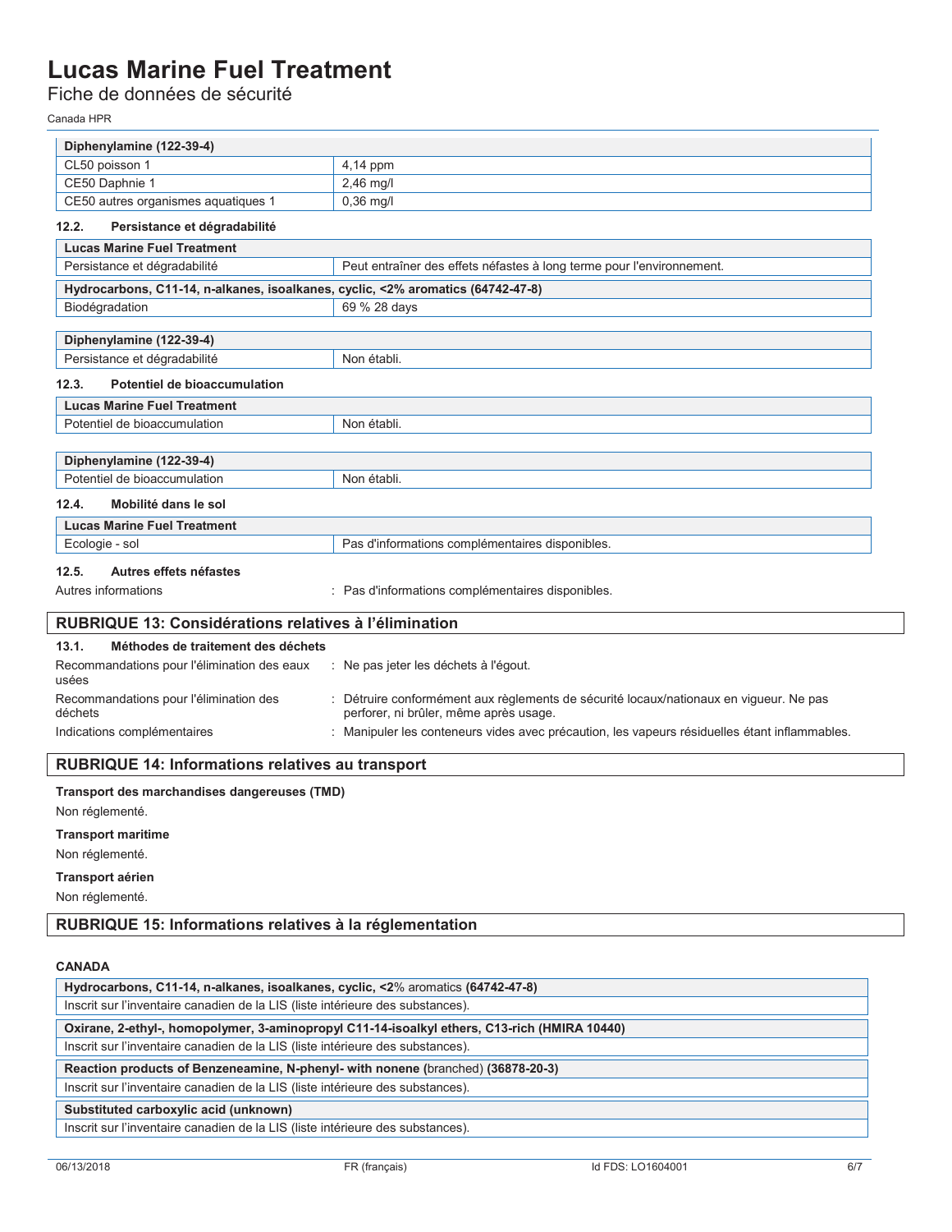| Diphenylamine (122-39-4) | |
|---|---|
| CL50 poisson 1 | 4,14 ppm |
| CE50 Daphnie 1 | 2,46 mg/l |
| CE50 autres organismes aquatiques 1 | 0,36 mg/l |

### 12.2. Persistance et dégradabilité

| Lucas Marine Fuel Treatment | |
|---|---|
| Persistance et dégradabilité | Peut entraîner des effets néfastes à long terme pour l'environnement. |
| **Hydrocarbons, C11-14, n-alkanes, isoalkanes, cyclic, <2% aromatics (64742-47-8)** | |
| Biodégradation | 69 % 28 days |

| Diphenylamine (122-39-4) | |
|---|---|
| Persistance et dégradabilité | Non établi. |

### 12.3. Potentiel de bioaccumulation

| Lucas Marine Fuel Treatment | |
|---|---|
| Potentiel de bioaccumulation | Non établi. |

| Diphenylamine (122-39-4) | |
|---|---|
| Potentiel de bioaccumulation | Non établi. |

### 12.4. Mobilité dans le sol

| Lucas Marine Fuel Treatment | |
|---|---|
| Ecologie - sol | Pas d'informations complémentaires disponibles. |

### 12.5. Autres effets néfastes

Autres informations : Pas d'informations complémentaires disponibles.

## RUBRIQUE 13: Considérations relatives à l'élimination

### 13.1. Méthodes de traitement des déchets

Recommandations pour l'élimination des eaux usées : Ne pas jeter les déchets à l'égout.

Recommandations pour l'élimination des déchets : Détruire conformément aux règlements de sécurité locaux/nationaux en vigueur. Ne pas perforer, ni brûler, même après usage.

Indications complémentaires : Manipuler les conteneurs vides avec précaution, les vapeurs résiduelles étant inflammables.

## RUBRIQUE 14: Informations relatives au transport

**Transport des marchandises dangereuses (TMD)**

Non réglementé.

**Transport maritime**

Non réglementé.

**Transport aérien**

Non réglementé.

## RUBRIQUE 15: Informations relatives à la réglementation

**CANADA**

| Hydrocarbons, C11-14, n-alkanes, isoalkanes, cyclic, <2% aromatics (64742-47-8) |
|---|
| Inscrit sur l'inventaire canadien de la LIS (liste intérieure des substances). |
| **Oxirane, 2-ethyl-, homopolymer, 3-aminopropyl C11-14-isoalkyl ethers, C13-rich (HMIRA 10440)** |
| Inscrit sur l'inventaire canadien de la LIS (liste intérieure des substances). |
| **Reaction products of Benzeneamine, N-phenyl- with nonene (branched) (36878-20-3)** |
| Inscrit sur l'inventaire canadien de la LIS (liste intérieure des substances). |
| **Substituted carboxylic acid (unknown)** |
| Inscrit sur l'inventaire canadien de la LIS (liste intérieure des substances). |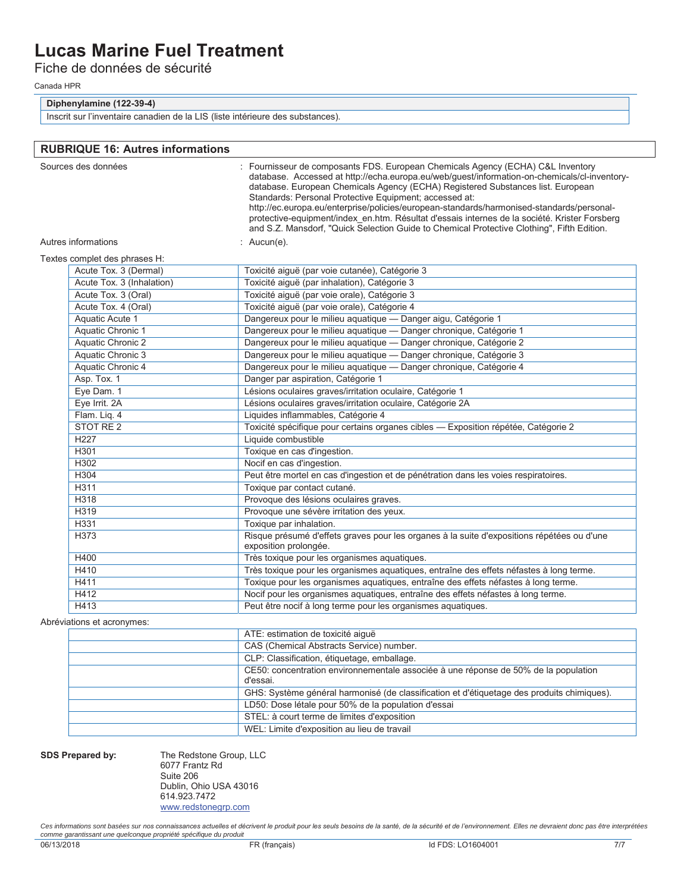# Lucas Marine Fuel Treatment

Fiche de données de sécurité

Canada HPR

| **Diphenylamine (122-39-4)** |
| --- |
| Inscrit sur l'inventaire canadien de la LIS (liste intérieure des substances). |

## RUBRIQUE 16: Autres informations

Sources des données : Fournisseur de composants FDS. European Chemicals Agency (ECHA) C&L Inventory database. Accessed at http://echa.europa.eu/web/guest/information-on-chemicals/cl-inventory-database. European Chemicals Agency (ECHA) Registered Substances list. European Standards: Personal Protective Equipment; accessed at: http://ec.europa.eu/enterprise/policies/european-standards/harmonised-standards/personal-protective-equipment/index_en.htm. Résultat d'essais internes de la société. Krister Forsberg and S.Z. Mansdorf, "Quick Selection Guide to Chemical Protective Clothing", Fifth Edition.

Autres informations : Aucun(e).

Textes complet des phrases H:

| | |
| --- | --- |
| Acute Tox. 3 (Dermal) | Toxicité aiguë (par voie cutanée), Catégorie 3 |
| Acute Tox. 3 (Inhalation) | Toxicité aiguë (par inhalation), Catégorie 3 |
| Acute Tox. 3 (Oral) | Toxicité aiguë (par voie orale), Catégorie 3 |
| Acute Tox. 4 (Oral) | Toxicité aiguë (par voie orale), Catégorie 4 |
| Aquatic Acute 1 | Dangereux pour le milieu aquatique — Danger aigu, Catégorie 1 |
| Aquatic Chronic 1 | Dangereux pour le milieu aquatique — Danger chronique, Catégorie 1 |
| Aquatic Chronic 2 | Dangereux pour le milieu aquatique — Danger chronique, Catégorie 2 |
| Aquatic Chronic 3 | Dangereux pour le milieu aquatique — Danger chronique, Catégorie 3 |
| Aquatic Chronic 4 | Dangereux pour le milieu aquatique — Danger chronique, Catégorie 4 |
| Asp. Tox. 1 | Danger par aspiration, Catégorie 1 |
| Eye Dam. 1 | Lésions oculaires graves/irritation oculaire, Catégorie 1 |
| Eye Irrit. 2A | Lésions oculaires graves/irritation oculaire, Catégorie 2A |
| Flam. Liq. 4 | Liquides inflammables, Catégorie 4 |
| STOT RE 2 | Toxicité spécifique pour certains organes cibles — Exposition répétée, Catégorie 2 |
| H227 | Liquide combustible |
| H301 | Toxique en cas d'ingestion. |
| H302 | Nocif en cas d'ingestion. |
| H304 | Peut être mortel en cas d'ingestion et de pénétration dans les voies respiratoires. |
| H311 | Toxique par contact cutané. |
| H318 | Provoque des lésions oculaires graves. |
| H319 | Provoque une sévère irritation des yeux. |
| H331 | Toxique par inhalation. |
| H373 | Risque présumé d'effets graves pour les organes à la suite d'expositions répétées ou d'une exposition prolongée. |
| H400 | Très toxique pour les organismes aquatiques. |
| H410 | Très toxique pour les organismes aquatiques, entraîne des effets néfastes à long terme. |
| H411 | Toxique pour les organismes aquatiques, entraîne des effets néfastes à long terme. |
| H412 | Nocif pour les organismes aquatiques, entraîne des effets néfastes à long terme. |
| H413 | Peut être nocif à long terme pour les organismes aquatiques. |

Abréviations et acronymes:

| | |
| --- | --- |
| | ATE: estimation de toxicité aiguë |
| | CAS (Chemical Abstracts Service) number. |
| | CLP: Classification, étiquetage, emballage. |
| | CE50: concentration environnementale associée à une réponse de 50% de la population d'essai. |
| | GHS: Système général harmonisé (de classification et d'étiquetage des produits chimiques). |
| | LD50: Dose létale pour 50% de la population d'essai |
| | STEL: à court terme de limites d'exposition |
| | WEL: Limite d'exposition au lieu de travail |

**SDS Prepared by:** The Redstone Group, LLC
6077 Frantz Rd
Suite 206
Dublin, Ohio USA 43016
614.923.7472
www.redstonegrp.com

*Ces informations sont basées sur nos connaissances actuelles et décrivent le produit pour les seuls besoins de la santé, de la sécurité et de l'environnement. Elles ne devraient donc pas être interprétées comme garantissant une quelconque propriété spécifique du produit*

06/13/2018 FR (français) Id FDS: LO1604001